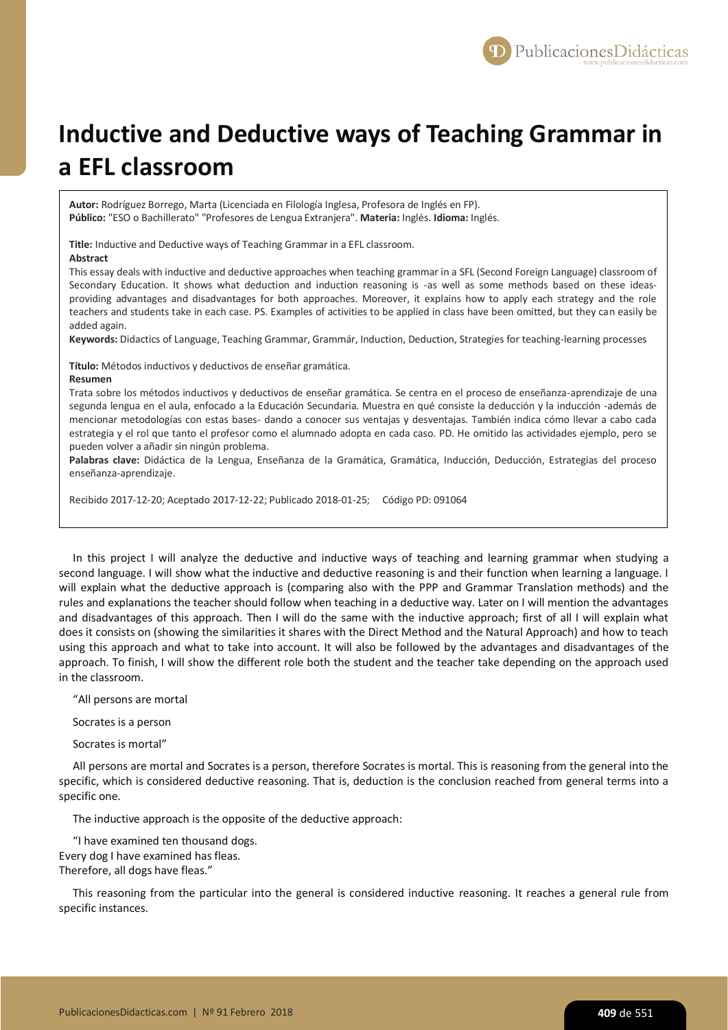# Inductive and Deductive ways of Teaching Grammar in a EFL classroom

**Autor:** Rodríguez Borrego, Marta (Licenciada en Filología Inglesa, Profesora de Inglés en FP).
**Público:** "ESO o Bachillerato" "Profesores de Lengua Extranjera". **Materia:** Inglés. **Idioma:** Inglés.

**Title:** Inductive and Deductive ways of Teaching Grammar in a EFL classroom.

**Abstract**

This essay deals with inductive and deductive approaches when teaching grammar in a SFL (Second Foreign Language) classroom of Secondary Education. It shows what deduction and induction reasoning is -as well as some methods based on these ideas- providing advantages and disadvantages for both approaches. Moreover, it explains how to apply each strategy and the role teachers and students take in each case. PS. Examples of activities to be applied in class have been omitted, but they can easily be added again.

**Keywords:** Didactics of Language, Teaching Grammar, Grammár, Induction, Deduction, Strategies for teaching-learning processes

**Título:** Métodos inductivos y deductivos de enseñar gramática.

**Resumen**

Trata sobre los métodos inductivos y deductivos de enseñar gramática. Se centra en el proceso de enseñanza-aprendizaje de una segunda lengua en el aula, enfocado a la Educación Secundaria. Muestra en qué consiste la deducción y la inducción -además de mencionar metodologías con estas bases- dando a conocer sus ventajas y desventajas. También indica cómo llevar a cabo cada estrategia y el rol que tanto el profesor como el alumnado adopta en cada caso. PD. He omitido las actividades ejemplo, pero se pueden volver a añadir sin ningún problema.

**Palabras clave:** Didáctica de la Lengua, Enseñanza de la Gramática, Gramática, Inducción, Deducción, Estrategias del proceso enseñanza-aprendizaje.

Recibido 2017-12-20; Aceptado 2017-12-22; Publicado 2018-01-25; Código PD: 091064

In this project I will analyze the deductive and inductive ways of teaching and learning grammar when studying a second language. I will show what the inductive and deductive reasoning is and their function when learning a language. I will explain what the deductive approach is (comparing also with the PPP and Grammar Translation methods) and the rules and explanations the teacher should follow when teaching in a deductive way. Later on I will mention the advantages and disadvantages of this approach. Then I will do the same with the inductive approach; first of all I will explain what does it consists on (showing the similarities it shares with the Direct Method and the Natural Approach) and how to teach using this approach and what to take into account. It will also be followed by the advantages and disadvantages of the approach. To finish, I will show the different role both the student and the teacher take depending on the approach used in the classroom.

"All persons are mortal

Socrates is a person

Socrates is mortal"

All persons are mortal and Socrates is a person, therefore Socrates is mortal. This is reasoning from the general into the specific, which is considered deductive reasoning. That is, deduction is the conclusion reached from general terms into a specific one.

The inductive approach is the opposite of the deductive approach:

"I have examined ten thousand dogs.
Every dog I have examined has fleas.
Therefore, all dogs have fleas."

This reasoning from the particular into the general is considered inductive reasoning. It reaches a general rule from specific instances.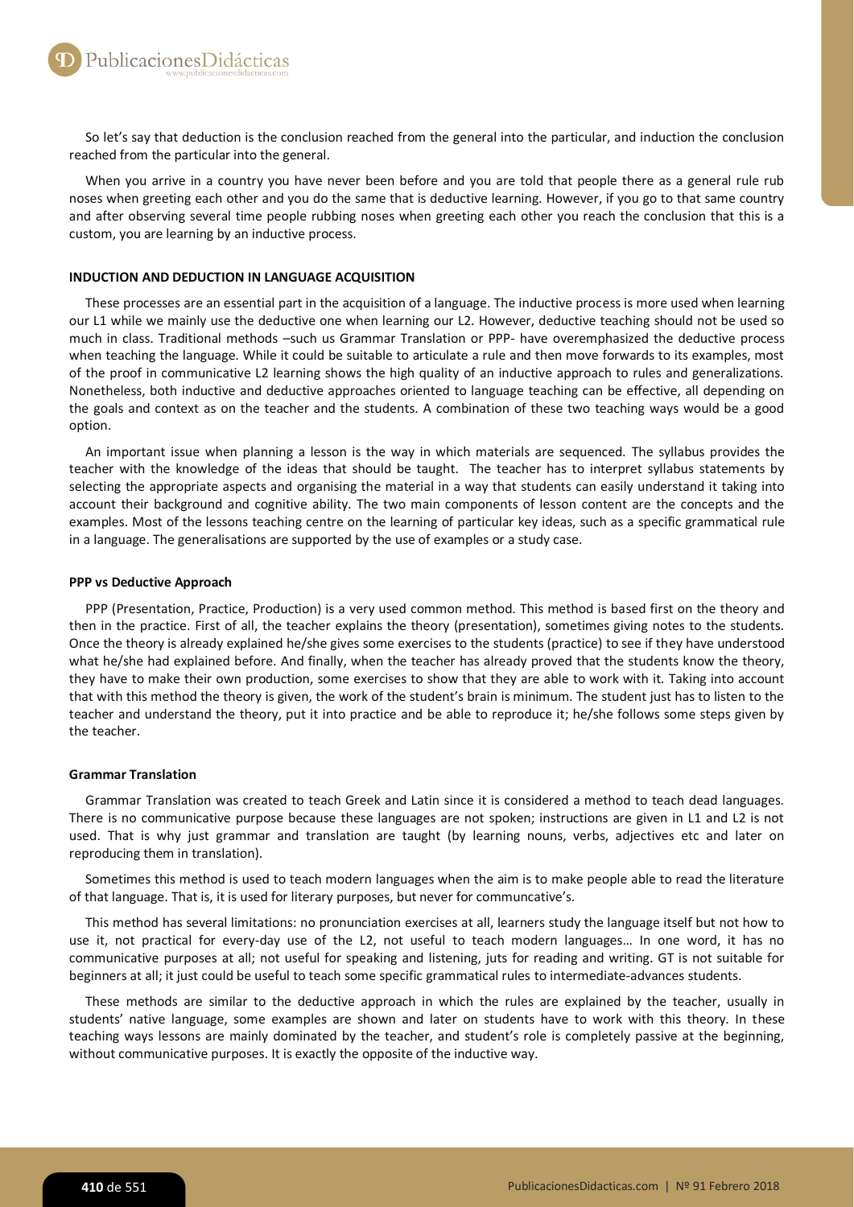So let's say that deduction is the conclusion reached from the general into the particular, and induction the conclusion reached from the particular into the general.

When you arrive in a country you have never been before and you are told that people there as a general rule rub noses when greeting each other and you do the same that is deductive learning. However, if you go to that same country and after observing several time people rubbing noses when greeting each other you reach the conclusion that this is a custom, you are learning by an inductive process.

#### INDUCTION AND DEDUCTION IN LANGUAGE ACQUISITION

These processes are an essential part in the acquisition of a language. The inductive process is more used when learning our L1 while we mainly use the deductive one when learning our L2. However, deductive teaching should not be used so much in class. Traditional methods –such us Grammar Translation or PPP- have overemphasized the deductive process when teaching the language. While it could be suitable to articulate a rule and then move forwards to its examples, most of the proof in communicative L2 learning shows the high quality of an inductive approach to rules and generalizations. Nonetheless, both inductive and deductive approaches oriented to language teaching can be effective, all depending on the goals and context as on the teacher and the students. A combination of these two teaching ways would be a good option.

An important issue when planning a lesson is the way in which materials are sequenced. The syllabus provides the teacher with the knowledge of the ideas that should be taught. The teacher has to interpret syllabus statements by selecting the appropriate aspects and organising the material in a way that students can easily understand it taking into account their background and cognitive ability. The two main components of lesson content are the concepts and the examples. Most of the lessons teaching centre on the learning of particular key ideas, such as a specific grammatical rule in a language. The generalisations are supported by the use of examples or a study case.

#### PPP vs Deductive Approach

PPP (Presentation, Practice, Production) is a very used common method. This method is based first on the theory and then in the practice. First of all, the teacher explains the theory (presentation), sometimes giving notes to the students. Once the theory is already explained he/she gives some exercises to the students (practice) to see if they have understood what he/she had explained before. And finally, when the teacher has already proved that the students know the theory, they have to make their own production, some exercises to show that they are able to work with it. Taking into account that with this method the theory is given, the work of the student's brain is minimum. The student just has to listen to the teacher and understand the theory, put it into practice and be able to reproduce it; he/she follows some steps given by the teacher.

#### Grammar Translation

Grammar Translation was created to teach Greek and Latin since it is considered a method to teach dead languages. There is no communicative purpose because these languages are not spoken; instructions are given in L1 and L2 is not used. That is why just grammar and translation are taught (by learning nouns, verbs, adjectives etc and later on reproducing them in translation).

Sometimes this method is used to teach modern languages when the aim is to make people able to read the literature of that language. That is, it is used for literary purposes, but never for communcative's.

This method has several limitations: no pronunciation exercises at all, learners study the language itself but not how to use it, not practical for every-day use of the L2, not useful to teach modern languages… In one word, it has no communicative purposes at all; not useful for speaking and listening, juts for reading and writing. GT is not suitable for beginners at all; it just could be useful to teach some specific grammatical rules to intermediate-advances students.

These methods are similar to the deductive approach in which the rules are explained by the teacher, usually in students' native language, some examples are shown and later on students have to work with this theory. In these teaching ways lessons are mainly dominated by the teacher, and student's role is completely passive at the beginning, without communicative purposes. It is exactly the opposite of the inductive way.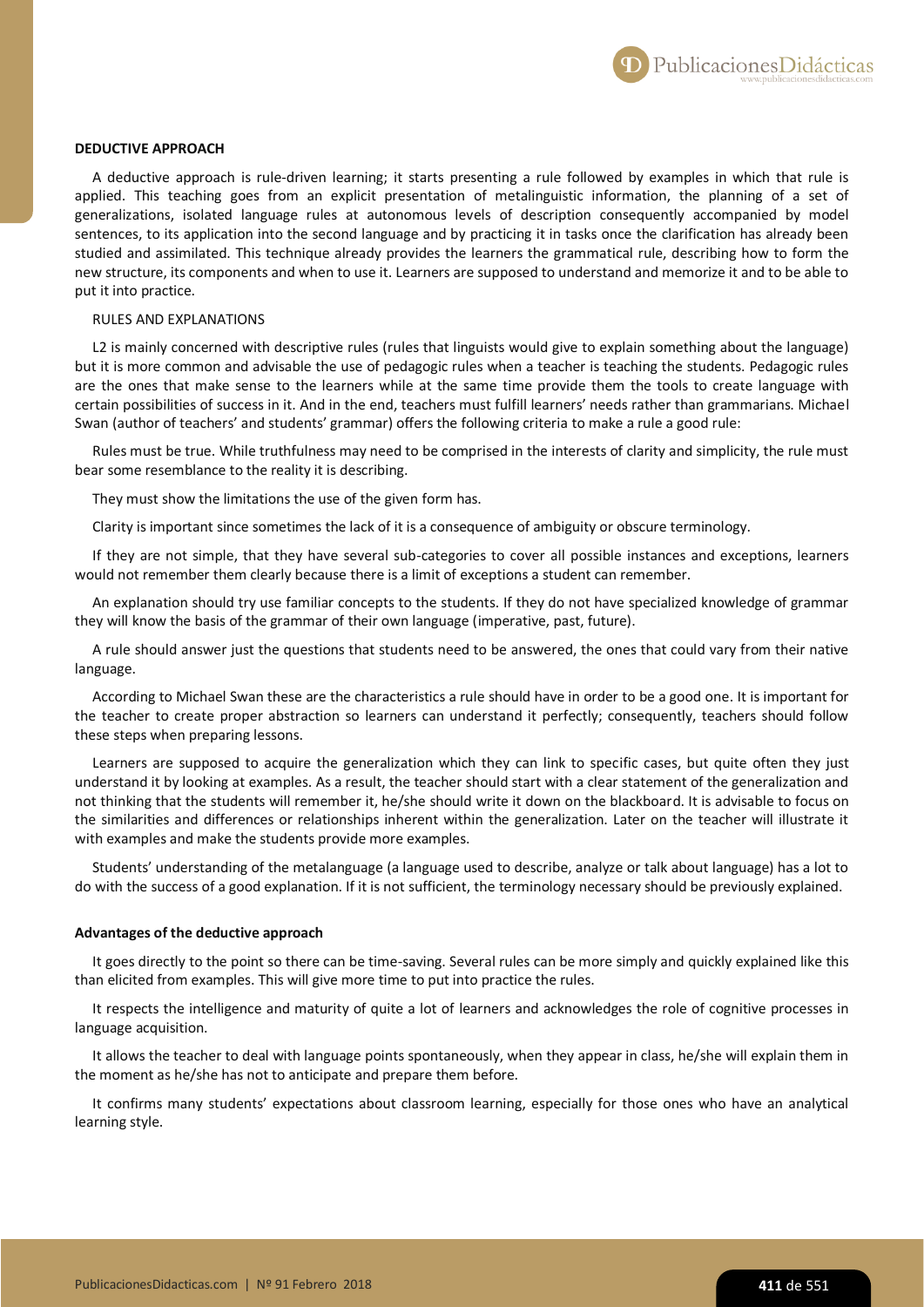**DEDUCTIVE APPROACH**

A deductive approach is rule-driven learning; it starts presenting a rule followed by examples in which that rule is applied. This teaching goes from an explicit presentation of metalinguistic information, the planning of a set of generalizations, isolated language rules at autonomous levels of description consequently accompanied by model sentences, to its application into the second language and by practicing it in tasks once the clarification has already been studied and assimilated. This technique already provides the learners the grammatical rule, describing how to form the new structure, its components and when to use it. Learners are supposed to understand and memorize it and to be able to put it into practice.

RULES AND EXPLANATIONS

L2 is mainly concerned with descriptive rules (rules that linguists would give to explain something about the language) but it is more common and advisable the use of pedagogic rules when a teacher is teaching the students. Pedagogic rules are the ones that make sense to the learners while at the same time provide them the tools to create language with certain possibilities of success in it. And in the end, teachers must fulfill learners' needs rather than grammarians. Michael Swan (author of teachers' and students' grammar) offers the following criteria to make a rule a good rule:

Rules must be true. While truthfulness may need to be comprised in the interests of clarity and simplicity, the rule must bear some resemblance to the reality it is describing.

They must show the limitations the use of the given form has.

Clarity is important since sometimes the lack of it is a consequence of ambiguity or obscure terminology.

If they are not simple, that they have several sub-categories to cover all possible instances and exceptions, learners would not remember them clearly because there is a limit of exceptions a student can remember.

An explanation should try use familiar concepts to the students. If they do not have specialized knowledge of grammar they will know the basis of the grammar of their own language (imperative, past, future).

A rule should answer just the questions that students need to be answered, the ones that could vary from their native language.

According to Michael Swan these are the characteristics a rule should have in order to be a good one. It is important for the teacher to create proper abstraction so learners can understand it perfectly; consequently, teachers should follow these steps when preparing lessons.

Learners are supposed to acquire the generalization which they can link to specific cases, but quite often they just understand it by looking at examples. As a result, the teacher should start with a clear statement of the generalization and not thinking that the students will remember it, he/she should write it down on the blackboard. It is advisable to focus on the similarities and differences or relationships inherent within the generalization. Later on the teacher will illustrate it with examples and make the students provide more examples.

Students' understanding of the metalanguage (a language used to describe, analyze or talk about language) has a lot to do with the success of a good explanation. If it is not sufficient, the terminology necessary should be previously explained.

**Advantages of the deductive approach**

It goes directly to the point so there can be time-saving. Several rules can be more simply and quickly explained like this than elicited from examples. This will give more time to put into practice the rules.

It respects the intelligence and maturity of quite a lot of learners and acknowledges the role of cognitive processes in language acquisition.

It allows the teacher to deal with language points spontaneously, when they appear in class, he/she will explain them in the moment as he/she has not to anticipate and prepare them before.

It confirms many students' expectations about classroom learning, especially for those ones who have an analytical learning style.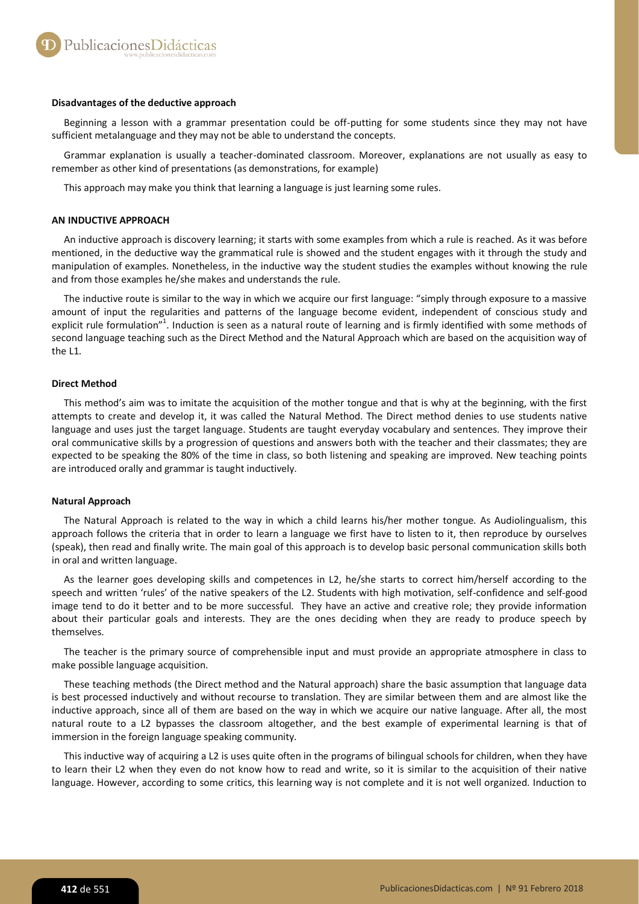**Disadvantages of the deductive approach**

Beginning a lesson with a grammar presentation could be off-putting for some students since they may not have sufficient metalanguage and they may not be able to understand the concepts.

Grammar explanation is usually a teacher-dominated classroom. Moreover, explanations are not usually as easy to remember as other kind of presentations (as demonstrations, for example)

This approach may make you think that learning a language is just learning some rules.

**AN INDUCTIVE APPROACH**

An inductive approach is discovery learning; it starts with some examples from which a rule is reached. As it was before mentioned, in the deductive way the grammatical rule is showed and the student engages with it through the study and manipulation of examples. Nonetheless, in the inductive way the student studies the examples without knowing the rule and from those examples he/she makes and understands the rule.

The inductive route is similar to the way in which we acquire our first language: "simply through exposure to a massive amount of input the regularities and patterns of the language become evident, independent of conscious study and explicit rule formulation"[1]. Induction is seen as a natural route of learning and is firmly identified with some methods of second language teaching such as the Direct Method and the Natural Approach which are based on the acquisition way of the L1.

**Direct Method**

This method's aim was to imitate the acquisition of the mother tongue and that is why at the beginning, with the first attempts to create and develop it, it was called the Natural Method. The Direct method denies to use students native language and uses just the target language. Students are taught everyday vocabulary and sentences. They improve their oral communicative skills by a progression of questions and answers both with the teacher and their classmates; they are expected to be speaking the 80% of the time in class, so both listening and speaking are improved. New teaching points are introduced orally and grammar is taught inductively.

**Natural Approach**

The Natural Approach is related to the way in which a child learns his/her mother tongue. As Audiolingualism, this approach follows the criteria that in order to learn a language we first have to listen to it, then reproduce by ourselves (speak), then read and finally write. The main goal of this approach is to develop basic personal communication skills both in oral and written language.

As the learner goes developing skills and competences in L2, he/she starts to correct him/herself according to the speech and written 'rules' of the native speakers of the L2. Students with high motivation, self-confidence and self-good image tend to do it better and to be more successful. They have an active and creative role; they provide information about their particular goals and interests. They are the ones deciding when they are ready to produce speech by themselves.

The teacher is the primary source of comprehensible input and must provide an appropriate atmosphere in class to make possible language acquisition.

These teaching methods (the Direct method and the Natural approach) share the basic assumption that language data is best processed inductively and without recourse to translation. They are similar between them and are almost like the inductive approach, since all of them are based on the way in which we acquire our native language. After all, the most natural route to a L2 bypasses the classroom altogether, and the best example of experimental learning is that of immersion in the foreign language speaking community.

This inductive way of acquiring a L2 is uses quite often in the programs of bilingual schools for children, when they have to learn their L2 when they even do not know how to read and write, so it is similar to the acquisition of their native language. However, according to some critics, this learning way is not complete and it is not well organized. Induction to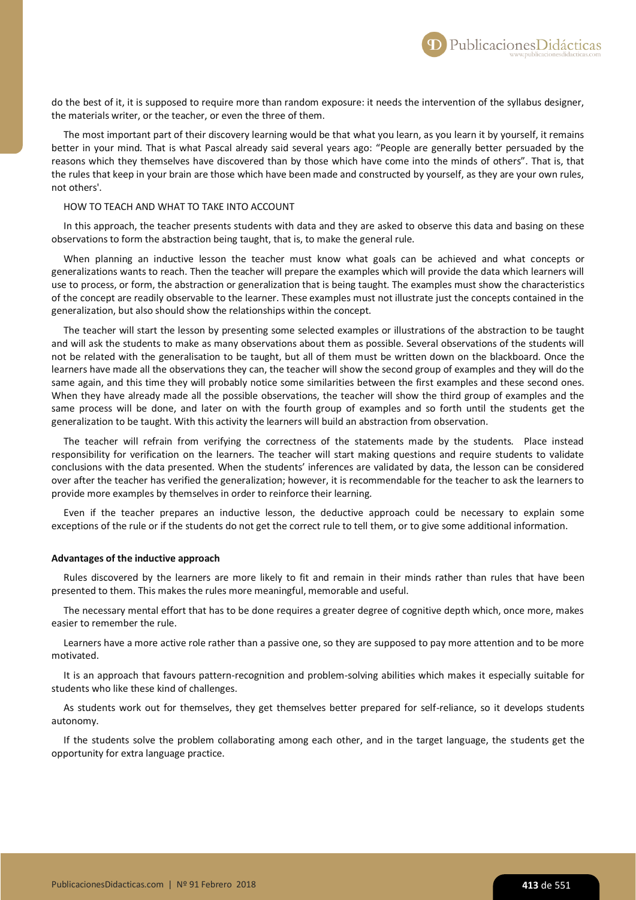do the best of it, it is supposed to require more than random exposure: it needs the intervention of the syllabus designer, the materials writer, or the teacher, or even the three of them.

The most important part of their discovery learning would be that what you learn, as you learn it by yourself, it remains better in your mind. That is what Pascal already said several years ago: "People are generally better persuaded by the reasons which they themselves have discovered than by those which have come into the minds of others". That is, that the rules that keep in your brain are those which have been made and constructed by yourself, as they are your own rules, not others'.

HOW TO TEACH AND WHAT TO TAKE INTO ACCOUNT

In this approach, the teacher presents students with data and they are asked to observe this data and basing on these observations to form the abstraction being taught, that is, to make the general rule.

When planning an inductive lesson the teacher must know what goals can be achieved and what concepts or generalizations wants to reach. Then the teacher will prepare the examples which will provide the data which learners will use to process, or form, the abstraction or generalization that is being taught. The examples must show the characteristics of the concept are readily observable to the learner. These examples must not illustrate just the concepts contained in the generalization, but also should show the relationships within the concept.

The teacher will start the lesson by presenting some selected examples or illustrations of the abstraction to be taught and will ask the students to make as many observations about them as possible. Several observations of the students will not be related with the generalisation to be taught, but all of them must be written down on the blackboard. Once the learners have made all the observations they can, the teacher will show the second group of examples and they will do the same again, and this time they will probably notice some similarities between the first examples and these second ones. When they have already made all the possible observations, the teacher will show the third group of examples and the same process will be done, and later on with the fourth group of examples and so forth until the students get the generalization to be taught. With this activity the learners will build an abstraction from observation.

The teacher will refrain from verifying the correctness of the statements made by the students. Place instead responsibility for verification on the learners. The teacher will start making questions and require students to validate conclusions with the data presented. When the students' inferences are validated by data, the lesson can be considered over after the teacher has verified the generalization; however, it is recommendable for the teacher to ask the learners to provide more examples by themselves in order to reinforce their learning.

Even if the teacher prepares an inductive lesson, the deductive approach could be necessary to explain some exceptions of the rule or if the students do not get the correct rule to tell them, or to give some additional information.

**Advantages of the inductive approach**

Rules discovered by the learners are more likely to fit and remain in their minds rather than rules that have been presented to them. This makes the rules more meaningful, memorable and useful.

The necessary mental effort that has to be done requires a greater degree of cognitive depth which, once more, makes easier to remember the rule.

Learners have a more active role rather than a passive one, so they are supposed to pay more attention and to be more motivated.

It is an approach that favours pattern-recognition and problem-solving abilities which makes it especially suitable for students who like these kind of challenges.

As students work out for themselves, they get themselves better prepared for self-reliance, so it develops students autonomy.

If the students solve the problem collaborating among each other, and in the target language, the students get the opportunity for extra language practice.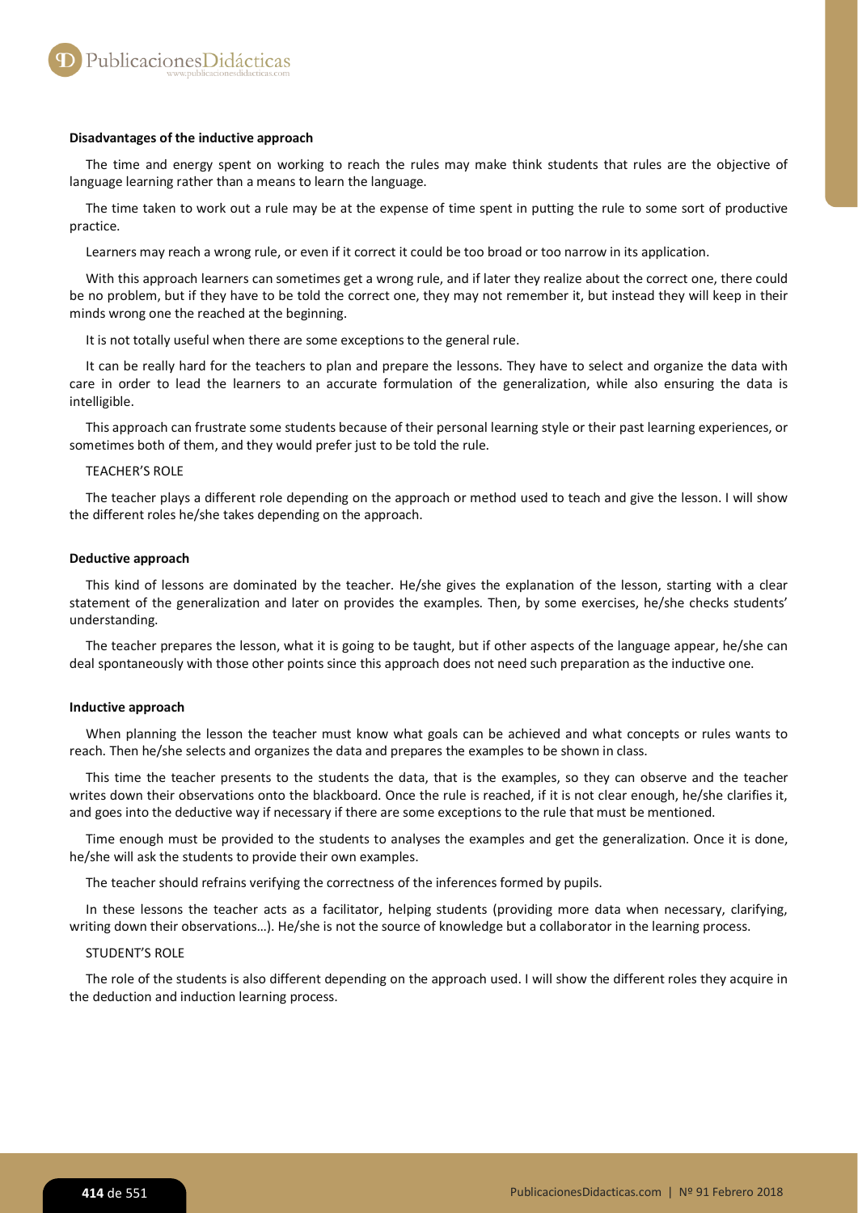**Disadvantages of the inductive approach**

The time and energy spent on working to reach the rules may make think students that rules are the objective of language learning rather than a means to learn the language.

The time taken to work out a rule may be at the expense of time spent in putting the rule to some sort of productive practice.

Learners may reach a wrong rule, or even if it correct it could be too broad or too narrow in its application.

With this approach learners can sometimes get a wrong rule, and if later they realize about the correct one, there could be no problem, but if they have to be told the correct one, they may not remember it, but instead they will keep in their minds wrong one the reached at the beginning.

It is not totally useful when there are some exceptions to the general rule.

It can be really hard for the teachers to plan and prepare the lessons. They have to select and organize the data with care in order to lead the learners to an accurate formulation of the generalization, while also ensuring the data is intelligible.

This approach can frustrate some students because of their personal learning style or their past learning experiences, or sometimes both of them, and they would prefer just to be told the rule.

TEACHER'S ROLE

The teacher plays a different role depending on the approach or method used to teach and give the lesson. I will show the different roles he/she takes depending on the approach.

**Deductive approach**

This kind of lessons are dominated by the teacher. He/she gives the explanation of the lesson, starting with a clear statement of the generalization and later on provides the examples. Then, by some exercises, he/she checks students' understanding.

The teacher prepares the lesson, what it is going to be taught, but if other aspects of the language appear, he/she can deal spontaneously with those other points since this approach does not need such preparation as the inductive one.

**Inductive approach**

When planning the lesson the teacher must know what goals can be achieved and what concepts or rules wants to reach. Then he/she selects and organizes the data and prepares the examples to be shown in class.

This time the teacher presents to the students the data, that is the examples, so they can observe and the teacher writes down their observations onto the blackboard. Once the rule is reached, if it is not clear enough, he/she clarifies it, and goes into the deductive way if necessary if there are some exceptions to the rule that must be mentioned.

Time enough must be provided to the students to analyses the examples and get the generalization. Once it is done, he/she will ask the students to provide their own examples.

The teacher should refrains verifying the correctness of the inferences formed by pupils.

In these lessons the teacher acts as a facilitator, helping students (providing more data when necessary, clarifying, writing down their observations…). He/she is not the source of knowledge but a collaborator in the learning process.

STUDENT'S ROLE

The role of the students is also different depending on the approach used. I will show the different roles they acquire in the deduction and induction learning process.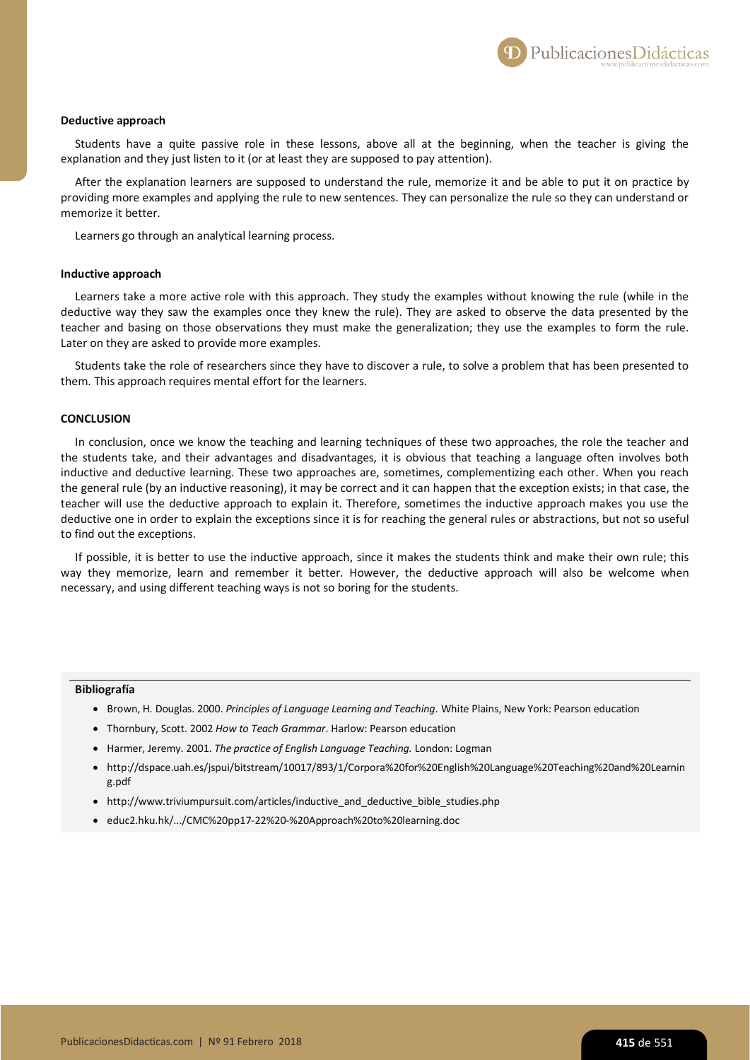**Deductive approach**

Students have a quite passive role in these lessons, above all at the beginning, when the teacher is giving the explanation and they just listen to it (or at least they are supposed to pay attention).

After the explanation learners are supposed to understand the rule, memorize it and be able to put it on practice by providing more examples and applying the rule to new sentences. They can personalize the rule so they can understand or memorize it better.

Learners go through an analytical learning process.

**Inductive approach**

Learners take a more active role with this approach. They study the examples without knowing the rule (while in the deductive way they saw the examples once they knew the rule). They are asked to observe the data presented by the teacher and basing on those observations they must make the generalization; they use the examples to form the rule. Later on they are asked to provide more examples.

Students take the role of researchers since they have to discover a rule, to solve a problem that has been presented to them. This approach requires mental effort for the learners.

**CONCLUSION**

In conclusion, once we know the teaching and learning techniques of these two approaches, the role the teacher and the students take, and their advantages and disadvantages, it is obvious that teaching a language often involves both inductive and deductive learning. These two approaches are, sometimes, complementizing each other. When you reach the general rule (by an inductive reasoning), it may be correct and it can happen that the exception exists; in that case, the teacher will use the deductive approach to explain it. Therefore, sometimes the inductive approach makes you use the deductive one in order to explain the exceptions since it is for reaching the general rules or abstractions, but not so useful to find out the exceptions.

If possible, it is better to use the inductive approach, since it makes the students think and make their own rule; this way they memorize, learn and remember it better. However, the deductive approach will also be welcome when necessary, and using different teaching ways is not so boring for the students.

**Bibliografía**

- Brown, H. Douglas. 2000. *Principles of Language Learning and Teaching.* White Plains, New York: Pearson education
- Thornbury, Scott. 2002 *How to Teach Grammar*. Harlow: Pearson education
- Harmer, Jeremy. 2001. *The practice of English Language Teaching.* London: Logman
- http://dspace.uah.es/jspui/bitstream/10017/893/1/Corpora%20for%20English%20Language%20Teaching%20and%20Learning.pdf
- http://www.triviumpursuit.com/articles/inductive_and_deductive_bible_studies.php
- educ2.hku.hk/.../CMC%20pp17-22%20-%20Approach%20to%20learning.doc